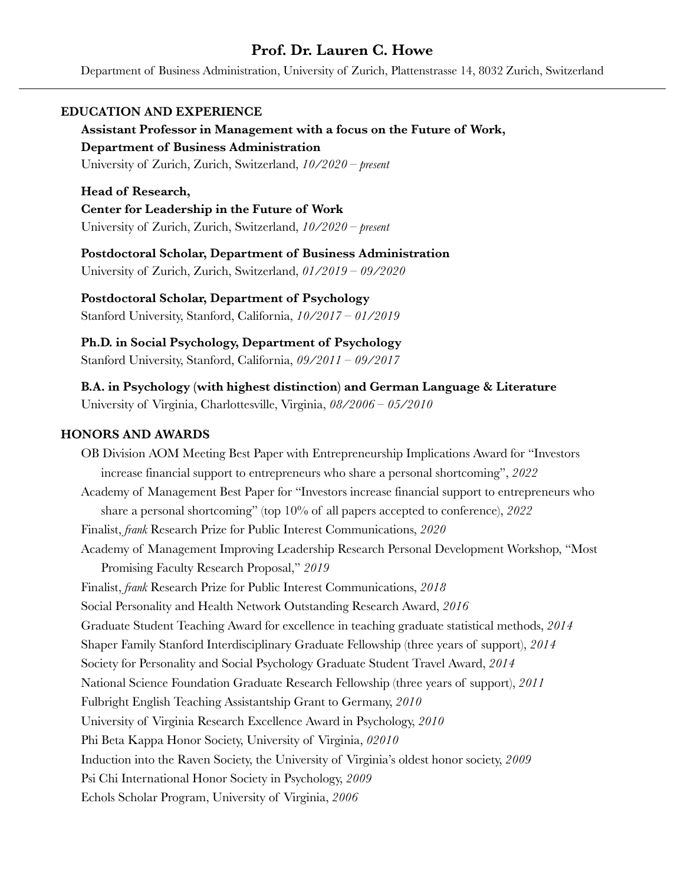# Prof. Dr. Lauren C. Howe

Department of Business Administration, University of Zurich, Plattenstrasse 14, 8032 Zurich, Switzerland

## EDUCATION AND EXPERIENCE

**Assistant Professor in Management with a focus on the Future of Work, Department of Business Administration**
University of Zurich, Zurich, Switzerland, *10/2020 – present*

**Head of Research, Center for Leadership in the Future of Work**
University of Zurich, Zurich, Switzerland, *10/2020 – present*

**Postdoctoral Scholar, Department of Business Administration**
University of Zurich, Zurich, Switzerland, *01/2019 – 09/2020*

**Postdoctoral Scholar, Department of Psychology**
Stanford University, Stanford, California, *10/2017 – 01/2019*

**Ph.D. in Social Psychology, Department of Psychology**
Stanford University, Stanford, California, *09/2011 – 09/2017*

**B.A. in Psychology (with highest distinction) and German Language & Literature**
University of Virginia, Charlottesville, Virginia, *08/2006 – 05/2010*

## HONORS AND AWARDS

OB Division AOM Meeting Best Paper with Entrepreneurship Implications Award for "Investors increase financial support to entrepreneurs who share a personal shortcoming", *2022*

Academy of Management Best Paper for "Investors increase financial support to entrepreneurs who share a personal shortcoming" (top 10% of all papers accepted to conference), *2022*

Finalist, *frank* Research Prize for Public Interest Communications, *2020*

Academy of Management Improving Leadership Research Personal Development Workshop, "Most Promising Faculty Research Proposal," *2019*

Finalist, *frank* Research Prize for Public Interest Communications, *2018*

Social Personality and Health Network Outstanding Research Award, *2016*

Graduate Student Teaching Award for excellence in teaching graduate statistical methods, *2014*

Shaper Family Stanford Interdisciplinary Graduate Fellowship (three years of support), *2014*

Society for Personality and Social Psychology Graduate Student Travel Award, *2014*

National Science Foundation Graduate Research Fellowship (three years of support), *2011*

Fulbright English Teaching Assistantship Grant to Germany, *2010*

University of Virginia Research Excellence Award in Psychology, *2010*

Phi Beta Kappa Honor Society, University of Virginia, *02010*

Induction into the Raven Society, the University of Virginia's oldest honor society, *2009*

Psi Chi International Honor Society in Psychology, *2009*

Echols Scholar Program, University of Virginia, *2006*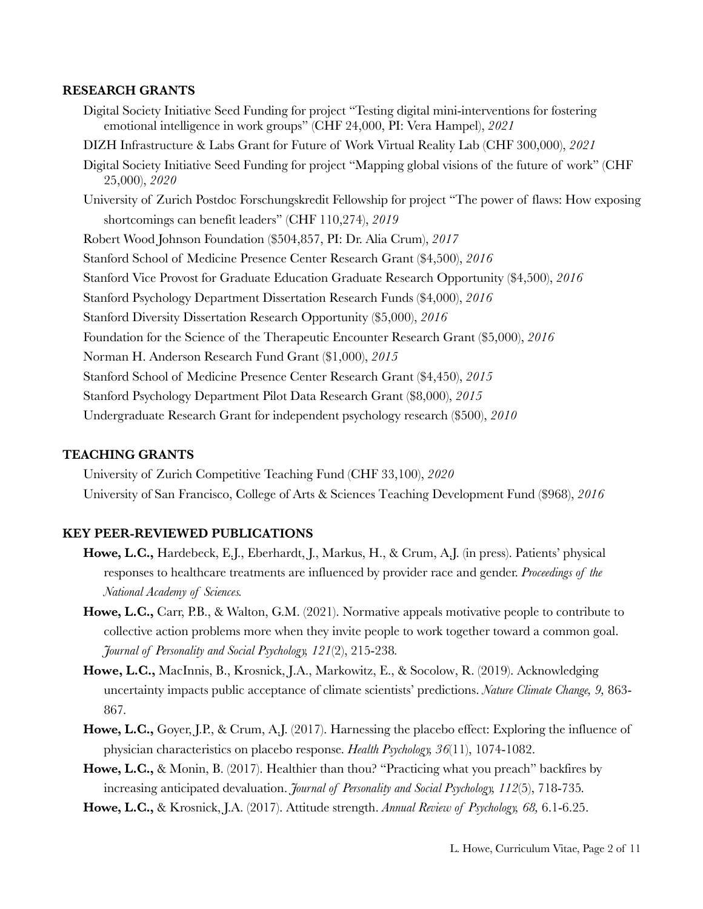## RESEARCH GRANTS

Digital Society Initiative Seed Funding for project "Testing digital mini-interventions for fostering emotional intelligence in work groups" (CHF 24,000, PI: Vera Hampel), *2021*

DIZH Infrastructure & Labs Grant for Future of Work Virtual Reality Lab (CHF 300,000), *2021*

Digital Society Initiative Seed Funding for project "Mapping global visions of the future of work" (CHF 25,000), *2020*

University of Zurich Postdoc Forschungskredit Fellowship for project "The power of flaws: How exposing shortcomings can benefit leaders" (CHF 110,274), *2019*

Robert Wood Johnson Foundation ($504,857, PI: Dr. Alia Crum), *2017*

Stanford School of Medicine Presence Center Research Grant ($4,500), *2016*

Stanford Vice Provost for Graduate Education Graduate Research Opportunity ($4,500), *2016*

Stanford Psychology Department Dissertation Research Funds ($4,000), *2016*

Stanford Diversity Dissertation Research Opportunity ($5,000), *2016*

Foundation for the Science of the Therapeutic Encounter Research Grant ($5,000), *2016*

Norman H. Anderson Research Fund Grant ($1,000), *2015*

Stanford School of Medicine Presence Center Research Grant ($4,450), *2015*

Stanford Psychology Department Pilot Data Research Grant ($8,000), *2015*

Undergraduate Research Grant for independent psychology research ($500), *2010*

## TEACHING GRANTS

University of Zurich Competitive Teaching Fund (CHF 33,100), *2020*

University of San Francisco, College of Arts & Sciences Teaching Development Fund ($968), *2016*

## KEY PEER-REVIEWED PUBLICATIONS

**Howe, L.C.,** Hardebeck, E.J., Eberhardt, J., Markus, H., & Crum, A.J. (in press). Patients' physical responses to healthcare treatments are influenced by provider race and gender. *Proceedings of the National Academy of Sciences.*

**Howe, L.C.,** Carr, P.B., & Walton, G.M. (2021). Normative appeals motivative people to contribute to collective action problems more when they invite people to work together toward a common goal. *Journal of Personality and Social Psychology, 121*(2), 215-238.

**Howe, L.C.,** MacInnis, B., Krosnick, J.A., Markowitz, E., & Socolow, R. (2019). Acknowledging uncertainty impacts public acceptance of climate scientists' predictions. *Nature Climate Change, 9,* 863-867.

**Howe, L.C.,** Goyer, J.P., & Crum, A.J. (2017). Harnessing the placebo effect: Exploring the influence of physician characteristics on placebo response. *Health Psychology, 36*(11), 1074-1082.

**Howe, L.C.,** & Monin, B. (2017). Healthier than thou? "Practicing what you preach" backfires by increasing anticipated devaluation. *Journal of Personality and Social Psychology, 112*(5), 718-735.

**Howe, L.C.,** & Krosnick, J.A. (2017). Attitude strength. *Annual Review of Psychology, 68,* 6.1-6.25.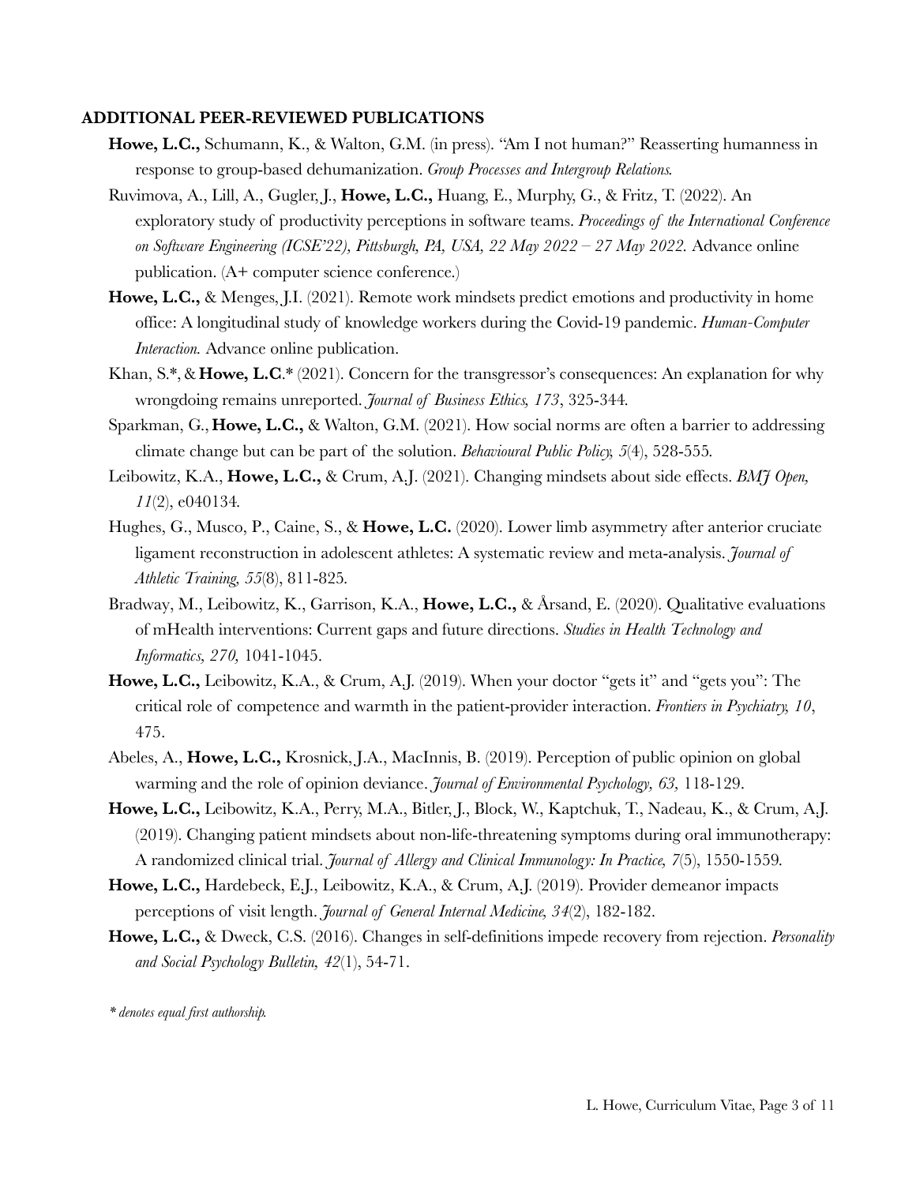## ADDITIONAL PEER-REVIEWED PUBLICATIONS

**Howe, L.C.,** Schumann, K., & Walton, G.M. (in press). "Am I not human?" Reasserting humanness in response to group-based dehumanization. *Group Processes and Intergroup Relations.*

Ruvimova, A., Lill, A., Gugler, J., **Howe, L.C.,** Huang, E., Murphy, G., & Fritz, T. (2022). An exploratory study of productivity perceptions in software teams. *Proceedings of the International Conference on Software Engineering (ICSE'22), Pittsburgh, PA, USA, 22 May 2022 – 27 May 2022.* Advance online publication. (A+ computer science conference.)

**Howe, L.C.,** & Menges, J.I. (2021). Remote work mindsets predict emotions and productivity in home office: A longitudinal study of knowledge workers during the Covid-19 pandemic. *Human-Computer Interaction.* Advance online publication.

Khan, S.*, & **Howe, L.C**.* (2021). Concern for the transgressor's consequences: An explanation for why wrongdoing remains unreported. *Journal of Business Ethics, 173*, 325-344.

Sparkman, G., **Howe, L.C.,** & Walton, G.M. (2021). How social norms are often a barrier to addressing climate change but can be part of the solution. *Behavioural Public Policy, 5*(4), 528-555.

Leibowitz, K.A., **Howe, L.C.,** & Crum, A.J. (2021). Changing mindsets about side effects. *BMJ Open, 11*(2), e040134.

Hughes, G., Musco, P., Caine, S., & **Howe, L.C.** (2020). Lower limb asymmetry after anterior cruciate ligament reconstruction in adolescent athletes: A systematic review and meta-analysis. *Journal of Athletic Training, 55*(8), 811-825.

Bradway, M., Leibowitz, K., Garrison, K.A., **Howe, L.C.,** & Årsand, E. (2020). Qualitative evaluations of mHealth interventions: Current gaps and future directions. *Studies in Health Technology and Informatics, 270,* 1041-1045.

**Howe, L.C.,** Leibowitz, K.A., & Crum, A.J. (2019). When your doctor "gets it" and "gets you": The critical role of competence and warmth in the patient-provider interaction. *Frontiers in Psychiatry, 10*, 475.

Abeles, A., **Howe, L.C.,** Krosnick, J.A., MacInnis, B. (2019). Perception of public opinion on global warming and the role of opinion deviance. *Journal of Environmental Psychology, 63,* 118-129.

**Howe, L.C.,** Leibowitz, K.A., Perry, M.A., Bitler, J., Block, W., Kaptchuk, T., Nadeau, K., & Crum, A.J. (2019). Changing patient mindsets about non-life-threatening symptoms during oral immunotherapy: A randomized clinical trial. *Journal of Allergy and Clinical Immunology: In Practice, 7*(5), 1550-1559.

**Howe, L.C.,** Hardebeck, E.J., Leibowitz, K.A., & Crum, A.J. (2019). Provider demeanor impacts perceptions of visit length. *Journal of General Internal Medicine, 34*(2), 182-182.

**Howe, L.C.,** & Dweck, C.S. (2016). Changes in self-definitions impede recovery from rejection. *Personality and Social Psychology Bulletin, 42*(1), 54-71.

*\* denotes equal first authorship.*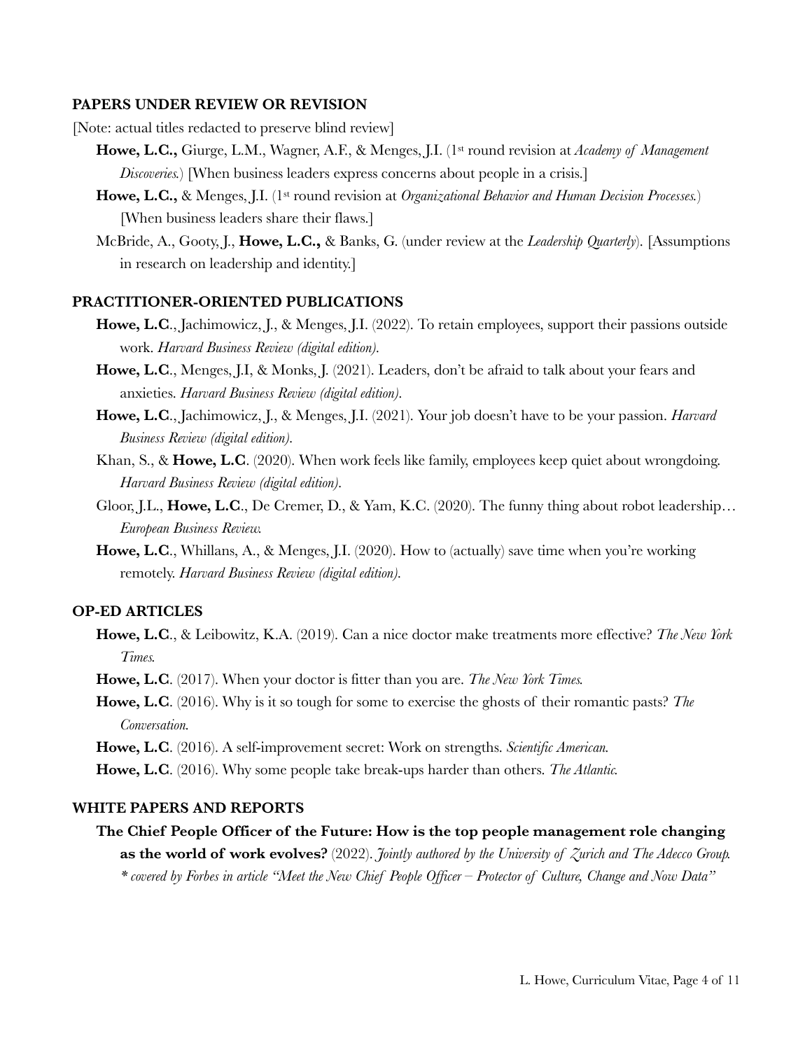## PAPERS UNDER REVIEW OR REVISION

[Note: actual titles redacted to preserve blind review]

**Howe, L.C.,** Giurge, L.M., Wagner, A.F., & Menges, J.I. (1st round revision at *Academy of Management Discoveries.*) [When business leaders express concerns about people in a crisis.]

**Howe, L.C.,** & Menges, J.I. (1st round revision at *Organizational Behavior and Human Decision Processes.*) [When business leaders share their flaws.]

McBride, A., Gooty, J., **Howe, L.C.,** & Banks, G. (under review at the *Leadership Quarterly*). [Assumptions in research on leadership and identity.]

## PRACTITIONER-ORIENTED PUBLICATIONS

**Howe, L.C**., Jachimowicz, J., & Menges, J.I. (2022). To retain employees, support their passions outside work. *Harvard Business Review (digital edition).*

**Howe, L.C**., Menges, J.I, & Monks, J. (2021). Leaders, don't be afraid to talk about your fears and anxieties. *Harvard Business Review (digital edition).*

**Howe, L.C**., Jachimowicz, J., & Menges, J.I. (2021). Your job doesn't have to be your passion. *Harvard Business Review (digital edition).*

Khan, S., & **Howe, L.C**. (2020). When work feels like family, employees keep quiet about wrongdoing. *Harvard Business Review (digital edition).*

Gloor, J.L., **Howe, L.C**., De Cremer, D., & Yam, K.C. (2020). The funny thing about robot leadership… *European Business Review.*

**Howe, L.C**., Whillans, A., & Menges, J.I. (2020). How to (actually) save time when you're working remotely. *Harvard Business Review (digital edition).*

## OP-ED ARTICLES

**Howe, L.C**., & Leibowitz, K.A. (2019). Can a nice doctor make treatments more effective? *The New York Times.*

**Howe, L.C**. (2017). When your doctor is fitter than you are. *The New York Times.*

**Howe, L.C**. (2016). Why is it so tough for some to exercise the ghosts of their romantic pasts? *The Conversation.*

**Howe, L.C**. (2016). A self-improvement secret: Work on strengths. *Scientific American.*

**Howe, L.C**. (2016). Why some people take break-ups harder than others. *The Atlantic.*

## WHITE PAPERS AND REPORTS

**The Chief People Officer of the Future: How is the top people management role changing as the world of work evolves?** (2022). *Jointly authored by the University of Zurich and The Adecco Group.*
*\* covered by Forbes in article "Meet the New Chief People Officer – Protector of Culture, Change and Now Data"*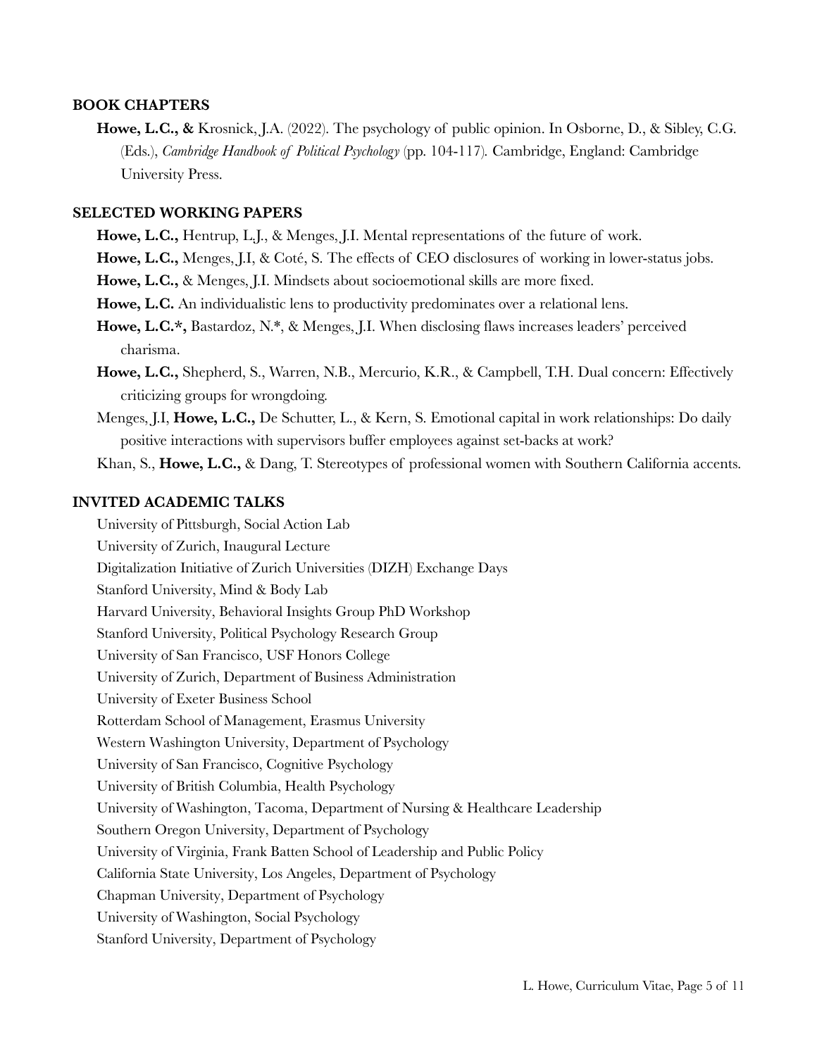## BOOK CHAPTERS

**Howe, L.C., &** Krosnick, J.A. (2022). The psychology of public opinion. In Osborne, D., & Sibley, C.G. (Eds.), *Cambridge Handbook of Political Psychology* (pp. 104-117). Cambridge, England: Cambridge University Press.

## SELECTED WORKING PAPERS

**Howe, L.C.,** Hentrup, L.J., & Menges, J.I. Mental representations of the future of work.

**Howe, L.C.,** Menges, J.I, & Coté, S. The effects of CEO disclosures of working in lower-status jobs.

**Howe, L.C.,** & Menges, J.I. Mindsets about socioemotional skills are more fixed.

**Howe, L.C.** An individualistic lens to productivity predominates over a relational lens.

**Howe, L.C.*,** Bastardoz, N.*, & Menges, J.I. When disclosing flaws increases leaders' perceived charisma.

**Howe, L.C.,** Shepherd, S., Warren, N.B., Mercurio, K.R., & Campbell, T.H. Dual concern: Effectively criticizing groups for wrongdoing.

Menges, J.I, **Howe, L.C.,** De Schutter, L., & Kern, S. Emotional capital in work relationships: Do daily positive interactions with supervisors buffer employees against set-backs at work?

Khan, S., **Howe, L.C.,** & Dang, T. Stereotypes of professional women with Southern California accents.

## INVITED ACADEMIC TALKS

University of Pittsburgh, Social Action Lab

University of Zurich, Inaugural Lecture

Digitalization Initiative of Zurich Universities (DIZH) Exchange Days

Stanford University, Mind & Body Lab

Harvard University, Behavioral Insights Group PhD Workshop

Stanford University, Political Psychology Research Group

University of San Francisco, USF Honors College

University of Zurich, Department of Business Administration

University of Exeter Business School

Rotterdam School of Management, Erasmus University

Western Washington University, Department of Psychology

University of San Francisco, Cognitive Psychology

University of British Columbia, Health Psychology

University of Washington, Tacoma, Department of Nursing & Healthcare Leadership

Southern Oregon University, Department of Psychology

University of Virginia, Frank Batten School of Leadership and Public Policy

California State University, Los Angeles, Department of Psychology

Chapman University, Department of Psychology

University of Washington, Social Psychology

Stanford University, Department of Psychology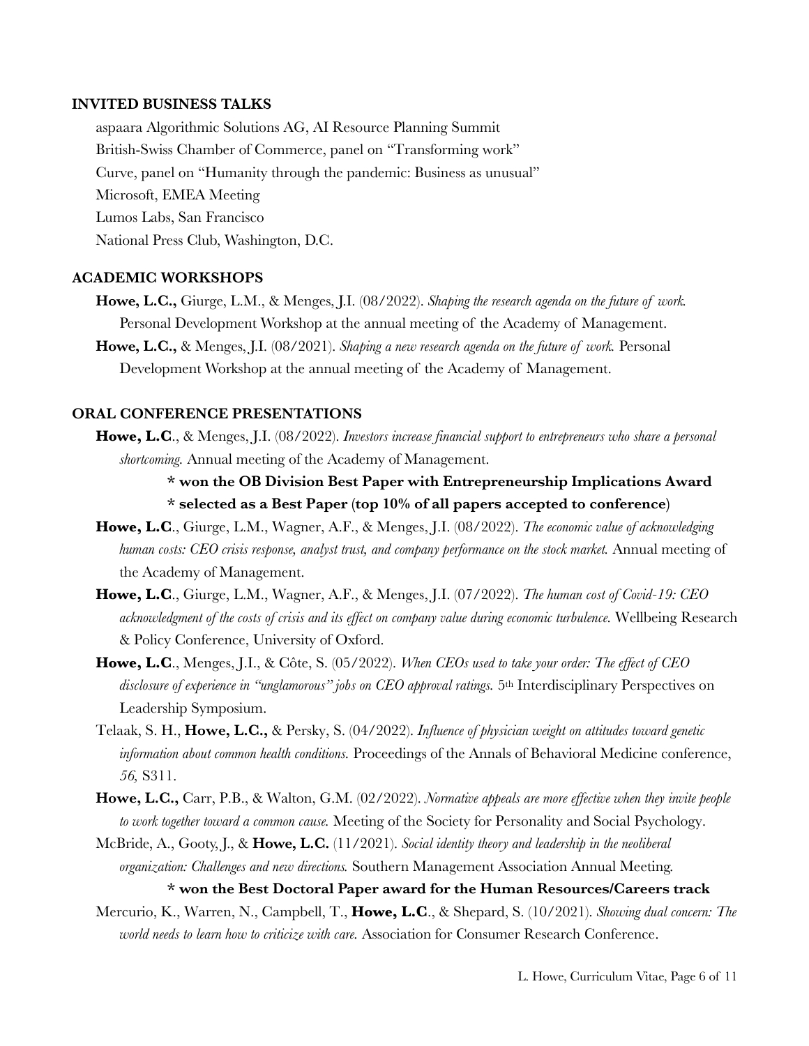## INVITED BUSINESS TALKS

aspaara Algorithmic Solutions AG, AI Resource Planning Summit

British-Swiss Chamber of Commerce, panel on "Transforming work"

Curve, panel on "Humanity through the pandemic: Business as unusual"

Microsoft, EMEA Meeting

Lumos Labs, San Francisco

National Press Club, Washington, D.C.

## ACADEMIC WORKSHOPS

**Howe, L.C.,** Giurge, L.M., & Menges, J.I. (08/2022). *Shaping the research agenda on the future of work.* Personal Development Workshop at the annual meeting of the Academy of Management.

**Howe, L.C.,** & Menges, J.I. (08/2021). *Shaping a new research agenda on the future of work.* Personal Development Workshop at the annual meeting of the Academy of Management.

## ORAL CONFERENCE PRESENTATIONS

**Howe, L.C**., & Menges, J.I. (08/2022). *Investors increase financial support to entrepreneurs who share a personal shortcoming.* Annual meeting of the Academy of Management.

**\* won the OB Division Best Paper with Entrepreneurship Implications Award**

**\* selected as a Best Paper (top 10% of all papers accepted to conference)**

**Howe, L.C**., Giurge, L.M., Wagner, A.F., & Menges, J.I. (08/2022). *The economic value of acknowledging human costs: CEO crisis response, analyst trust, and company performance on the stock market.* Annual meeting of the Academy of Management.

**Howe, L.C**., Giurge, L.M., Wagner, A.F., & Menges, J.I. (07/2022). *The human cost of Covid-19: CEO acknowledgment of the costs of crisis and its effect on company value during economic turbulence.* Wellbeing Research & Policy Conference, University of Oxford.

**Howe, L.C**., Menges, J.I., & Côte, S. (05/2022). *When CEOs used to take your order: The effect of CEO disclosure of experience in "unglamorous" jobs on CEO approval ratings.* 5th Interdisciplinary Perspectives on Leadership Symposium.

Telaak, S. H., **Howe, L.C.,** & Persky, S. (04/2022). *Influence of physician weight on attitudes toward genetic information about common health conditions.* Proceedings of the Annals of Behavioral Medicine conference, *56,* S311.

**Howe, L.C.,** Carr, P.B., & Walton, G.M. (02/2022). *Normative appeals are more effective when they invite people to work together toward a common cause.* Meeting of the Society for Personality and Social Psychology.

McBride, A., Gooty, J., & **Howe, L.C.** (11/2021). *Social identity theory and leadership in the neoliberal organization: Challenges and new directions.* Southern Management Association Annual Meeting.

**\* won the Best Doctoral Paper award for the Human Resources/Careers track**

Mercurio, K., Warren, N., Campbell, T., **Howe, L.C**., & Shepard, S. (10/2021). *Showing dual concern: The world needs to learn how to criticize with care.* Association for Consumer Research Conference.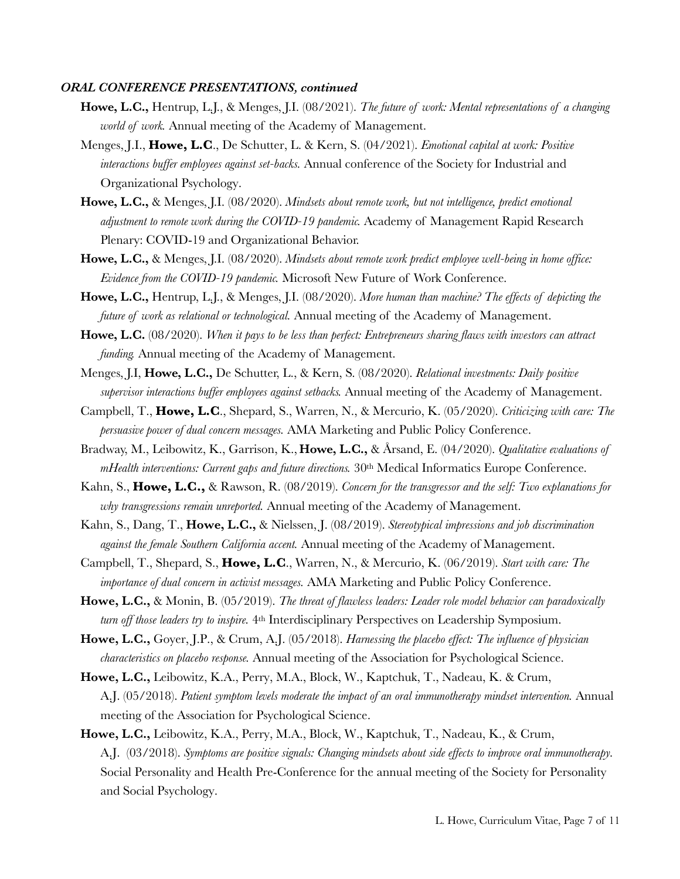***ORAL CONFERENCE PRESENTATIONS, continued***

**Howe, L.C.,** Hentrup, L.J., & Menges, J.I. (08/2021). *The future of work: Mental representations of a changing world of work.* Annual meeting of the Academy of Management.

Menges, J.I., **Howe, L.C**., De Schutter, L. & Kern, S. (04/2021). *Emotional capital at work: Positive interactions buffer employees against set-backs.* Annual conference of the Society for Industrial and Organizational Psychology.

**Howe, L.C.,** & Menges, J.I. (08/2020). *Mindsets about remote work, but not intelligence, predict emotional adjustment to remote work during the COVID-19 pandemic.* Academy of Management Rapid Research Plenary: COVID-19 and Organizational Behavior.

**Howe, L.C.,** & Menges, J.I. (08/2020). *Mindsets about remote work predict employee well-being in home office: Evidence from the COVID-19 pandemic.* Microsoft New Future of Work Conference.

**Howe, L.C.,** Hentrup, L.J., & Menges, J.I. (08/2020). *More human than machine? The effects of depicting the future of work as relational or technological.* Annual meeting of the Academy of Management.

**Howe, L.C.** (08/2020). *When it pays to be less than perfect: Entrepreneurs sharing flaws with investors can attract funding.* Annual meeting of the Academy of Management.

Menges, J.I, **Howe, L.C.,** De Schutter, L., & Kern, S. (08/2020). *Relational investments: Daily positive supervisor interactions buffer employees against setbacks.* Annual meeting of the Academy of Management.

Campbell, T., **Howe, L.C**., Shepard, S., Warren, N., & Mercurio, K. (05/2020). *Criticizing with care: The persuasive power of dual concern messages.* AMA Marketing and Public Policy Conference.

Bradway, M., Leibowitz, K., Garrison, K., **Howe, L.C.,** & Årsand, E. (04/2020). *Qualitative evaluations of mHealth interventions: Current gaps and future directions.* 30th Medical Informatics Europe Conference.

Kahn, S., **Howe, L.C.,** & Rawson, R. (08/2019). *Concern for the transgressor and the self: Two explanations for why transgressions remain unreported.* Annual meeting of the Academy of Management.

Kahn, S., Dang, T., **Howe, L.C.,** & Nielssen, J. (08/2019). *Stereotypical impressions and job discrimination against the female Southern California accent.* Annual meeting of the Academy of Management.

Campbell, T., Shepard, S., **Howe, L.C**., Warren, N., & Mercurio, K. (06/2019). *Start with care: The importance of dual concern in activist messages.* AMA Marketing and Public Policy Conference.

**Howe, L.C.,** & Monin, B. (05/2019). *The threat of flawless leaders: Leader role model behavior can paradoxically turn off those leaders try to inspire.* 4th Interdisciplinary Perspectives on Leadership Symposium.

**Howe, L.C.,** Goyer, J.P., & Crum, A.J. (05/2018). *Harnessing the placebo effect: The influence of physician characteristics on placebo response.* Annual meeting of the Association for Psychological Science.

**Howe, L.C.,** Leibowitz, K.A., Perry, M.A., Block, W., Kaptchuk, T., Nadeau, K. & Crum, A.J. (05/2018). *Patient symptom levels moderate the impact of an oral immunotherapy mindset intervention.* Annual meeting of the Association for Psychological Science.

**Howe, L.C.,** Leibowitz, K.A., Perry, M.A., Block, W., Kaptchuk, T., Nadeau, K., & Crum, A.J. (03/2018). *Symptoms are positive signals: Changing mindsets about side effects to improve oral immunotherapy.* Social Personality and Health Pre-Conference for the annual meeting of the Society for Personality and Social Psychology.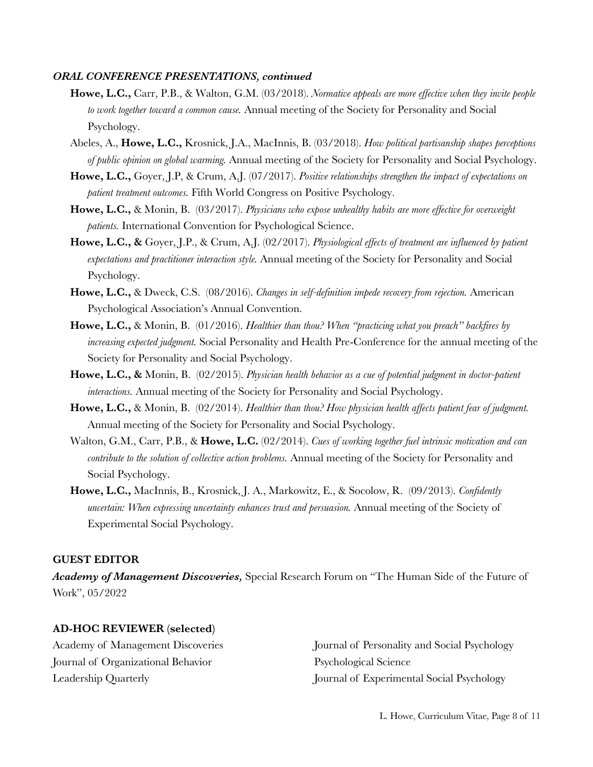### *ORAL CONFERENCE PRESENTATIONS, continued*

- **Howe, L.C.,** Carr, P.B., & Walton, G.M. (03/2018). *Normative appeals are more effective when they invite people to work together toward a common cause.* Annual meeting of the Society for Personality and Social Psychology.
- Abeles, A., **Howe, L.C.,** Krosnick, J.A., MacInnis, B. (03/2018). *How political partisanship shapes perceptions of public opinion on global warming.* Annual meeting of the Society for Personality and Social Psychology.
- **Howe, L.C.,** Goyer, J.P, & Crum, A.J. (07/2017). *Positive relationships strengthen the impact of expectations on patient treatment outcomes.* Fifth World Congress on Positive Psychology.
- **Howe, L.C.,** & Monin, B. (03/2017). *Physicians who expose unhealthy habits are more effective for overweight patients.* International Convention for Psychological Science.
- **Howe, L.C., &** Goyer, J.P., & Crum, A.J. (02/2017). *Physiological effects of treatment are influenced by patient expectations and practitioner interaction style.* Annual meeting of the Society for Personality and Social Psychology.
- **Howe, L.C.,** & Dweck, C.S. (08/2016). *Changes in self-definition impede recovery from rejection.* American Psychological Association's Annual Convention.
- **Howe, L.C.,** & Monin, B. (01/2016). *Healthier than thou? When "practicing what you preach" backfires by increasing expected judgment.* Social Personality and Health Pre-Conference for the annual meeting of the Society for Personality and Social Psychology.
- **Howe, L.C., &** Monin, B. (02/2015). *Physician health behavior as a cue of potential judgment in doctor-patient interactions.* Annual meeting of the Society for Personality and Social Psychology.
- **Howe, L.C.,** & Monin, B. (02/2014). *Healthier than thou? How physician health affects patient fear of judgment.* Annual meeting of the Society for Personality and Social Psychology.
- Walton, G.M., Carr, P.B., & **Howe, L.C.** (02/2014). *Cues of working together fuel intrinsic motivation and can contribute to the solution of collective action problems.* Annual meeting of the Society for Personality and Social Psychology.
- **Howe, L.C.,** MacInnis, B., Krosnick, J. A., Markowitz, E., & Socolow, R. (09/2013). *Confidently uncertain: When expressing uncertainty enhances trust and persuasion.* Annual meeting of the Society of Experimental Social Psychology.

### GUEST EDITOR

***Academy of Management Discoveries,*** Special Research Forum on "The Human Side of the Future of Work", 05/2022

### AD-HOC REVIEWER (selected)

Academy of Management Discoveries
Journal of Organizational Behavior
Leadership Quarterly
Journal of Personality and Social Psychology
Psychological Science
Journal of Experimental Social Psychology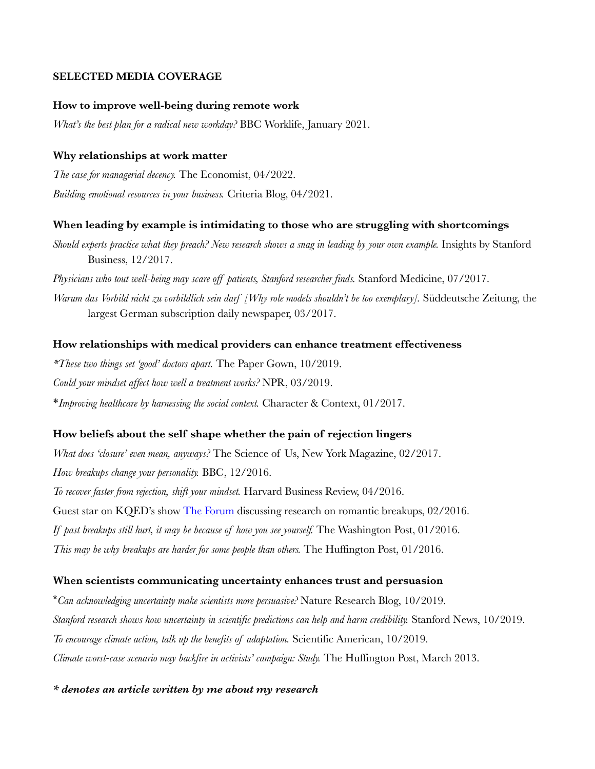**SELECTED MEDIA COVERAGE**

**How to improve well-being during remote work**

*What's the best plan for a radical new workday?* BBC Worklife, January 2021.

**Why relationships at work matter**

*The case for managerial decency.* The Economist, 04/2022.

*Building emotional resources in your business.* Criteria Blog, 04/2021.

**When leading by example is intimidating to those who are struggling with shortcomings**

*Should experts practice what they preach? New research shows a snag in leading by your own example.* Insights by Stanford Business, 12/2017.

*Physicians who tout well-being may scare off patients, Stanford researcher finds.* Stanford Medicine, 07/2017.

*Warum das Vorbild nicht zu vorbildlich sein darf [Why role models shouldn't be too exemplary].* Süddeutsche Zeitung, the largest German subscription daily newspaper, 03/2017.

**How relationships with medical providers can enhance treatment effectiveness**

**These two things set 'good' doctors apart.* The Paper Gown, 10/2019.

*Could your mindset affect how well a treatment works?* NPR, 03/2019.

**Improving healthcare by harnessing the social context.* Character & Context, 01/2017.

**How beliefs about the self shape whether the pain of rejection lingers**

*What does 'closure' even mean, anyways?* The Science of Us, New York Magazine, 02/2017.

*How breakups change your personality.* BBC, 12/2016.

*To recover faster from rejection, shift your mindset.* Harvard Business Review, 04/2016.

Guest star on KQED's show The Forum discussing research on romantic breakups, 02/2016.

*If past breakups still hurt, it may be because of how you see yourself.* The Washington Post, 01/2016.

*This may be why breakups are harder for some people than others.* The Huffington Post, 01/2016.

**When scientists communicating uncertainty enhances trust and persuasion**

**Can acknowledging uncertainty make scientists more persuasive?* Nature Research Blog, 10/2019.

*Stanford research shows how uncertainty in scientific predictions can help and harm credibility.* Stanford News, 10/2019.

*To encourage climate action, talk up the benefits of adaptation.* Scientific American, 10/2019.

*Climate worst-case scenario may backfire in activists' campaign: Study.* The Huffington Post, March 2013.

***\* denotes an article written by me about my research***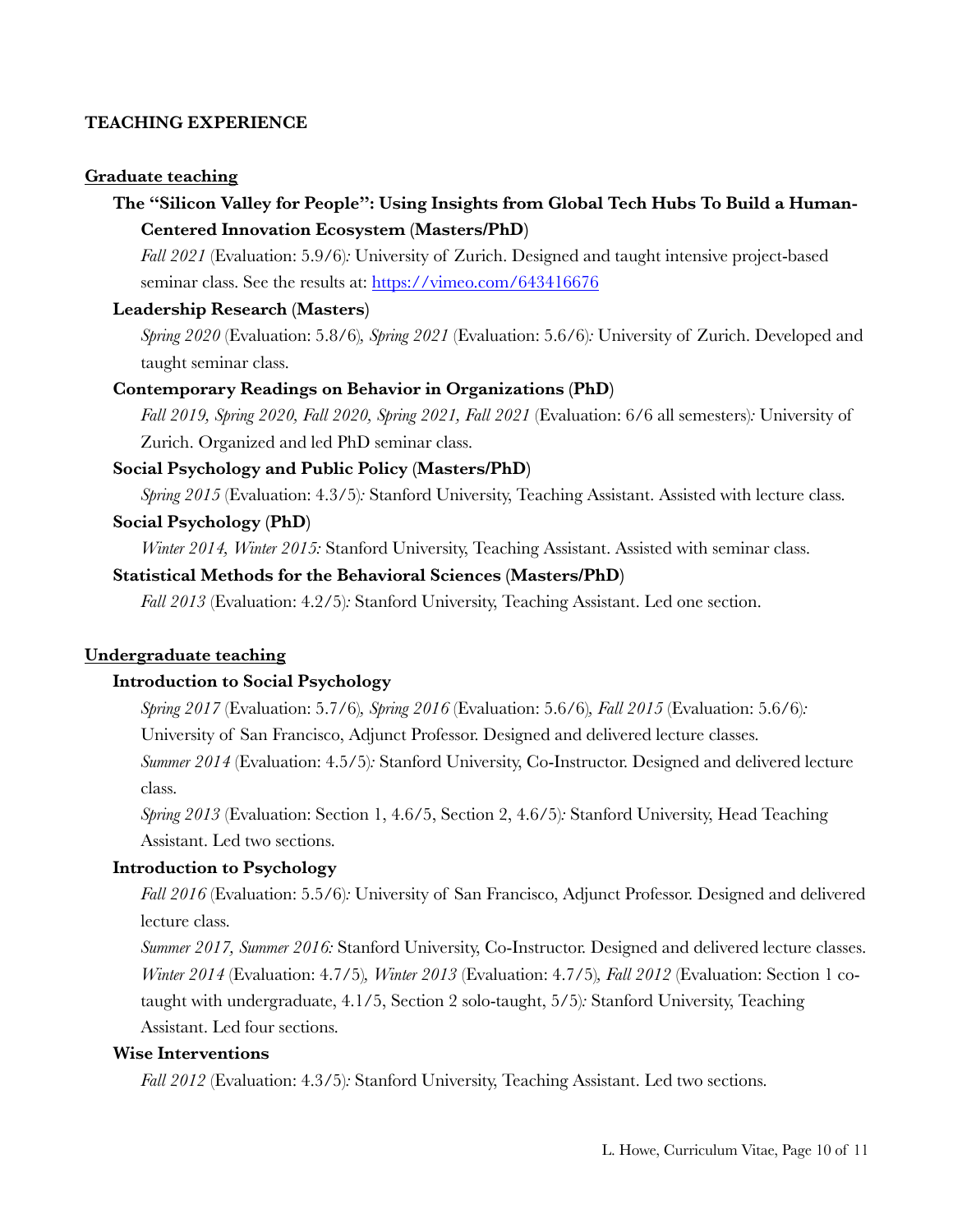**TEACHING EXPERIENCE**

**Graduate teaching**

**The "Silicon Valley for People": Using Insights from Global Tech Hubs To Build a Human-Centered Innovation Ecosystem (Masters/PhD)**

*Fall 2021* (Evaluation: 5.9/6)*:* University of Zurich. Designed and taught intensive project-based seminar class. See the results at: https://vimeo.com/643416676

**Leadership Research (Masters)**

*Spring 2020* (Evaluation: 5.8/6)*, Spring 2021* (Evaluation: 5.6/6)*:* University of Zurich. Developed and taught seminar class.

**Contemporary Readings on Behavior in Organizations (PhD)**

*Fall 2019, Spring 2020, Fall 2020, Spring 2021, Fall 2021* (Evaluation: 6/6 all semesters)*:* University of Zurich. Organized and led PhD seminar class.

**Social Psychology and Public Policy (Masters/PhD)**

*Spring 2015* (Evaluation: 4.3/5)*:* Stanford University, Teaching Assistant. Assisted with lecture class.

**Social Psychology (PhD)**

*Winter 2014, Winter 2015:* Stanford University, Teaching Assistant. Assisted with seminar class.

**Statistical Methods for the Behavioral Sciences (Masters/PhD)**

*Fall 2013* (Evaluation: 4.2/5)*:* Stanford University, Teaching Assistant. Led one section.

**Undergraduate teaching**

**Introduction to Social Psychology**

*Spring 2017* (Evaluation: 5.7/6)*, Spring 2016* (Evaluation: 5.6/6)*, Fall 2015* (Evaluation: 5.6/6)*:* University of San Francisco, Adjunct Professor. Designed and delivered lecture classes.

*Summer 2014* (Evaluation: 4.5/5)*:* Stanford University, Co-Instructor. Designed and delivered lecture class.

*Spring 2013* (Evaluation: Section 1, 4.6/5, Section 2, 4.6/5)*:* Stanford University, Head Teaching Assistant. Led two sections.

**Introduction to Psychology**

*Fall 2016* (Evaluation: 5.5/6)*:* University of San Francisco, Adjunct Professor. Designed and delivered lecture class.

*Summer 2017, Summer 2016:* Stanford University, Co-Instructor. Designed and delivered lecture classes.

*Winter 2014* (Evaluation: 4.7/5)*, Winter 2013* (Evaluation: 4.7/5)*, Fall 2012* (Evaluation: Section 1 co-taught with undergraduate, 4.1/5, Section 2 solo-taught, 5/5)*:* Stanford University, Teaching Assistant. Led four sections.

**Wise Interventions**

*Fall 2012* (Evaluation: 4.3/5)*:* Stanford University, Teaching Assistant. Led two sections.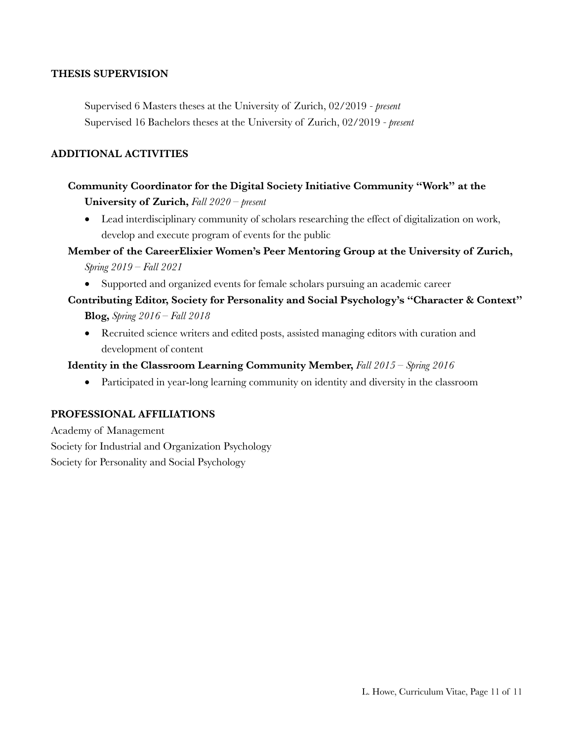## THESIS SUPERVISION

Supervised 6 Masters theses at the University of Zurich, 02/2019 - *present*

Supervised 16 Bachelors theses at the University of Zurich, 02/2019 - *present*

## ADDITIONAL ACTIVITIES

**Community Coordinator for the Digital Society Initiative Community "Work" at the University of Zurich,** *Fall 2020 – present*

- Lead interdisciplinary community of scholars researching the effect of digitalization on work, develop and execute program of events for the public

**Member of the CareerElixier Women's Peer Mentoring Group at the University of Zurich,** *Spring 2019 – Fall 2021*

- Supported and organized events for female scholars pursuing an academic career

**Contributing Editor, Society for Personality and Social Psychology's "Character & Context" Blog,** *Spring 2016 – Fall 2018*

- Recruited science writers and edited posts, assisted managing editors with curation and development of content

**Identity in the Classroom Learning Community Member,** *Fall 2015 – Spring 2016*

- Participated in year-long learning community on identity and diversity in the classroom

## PROFESSIONAL AFFILIATIONS

Academy of Management

Society for Industrial and Organization Psychology

Society for Personality and Social Psychology